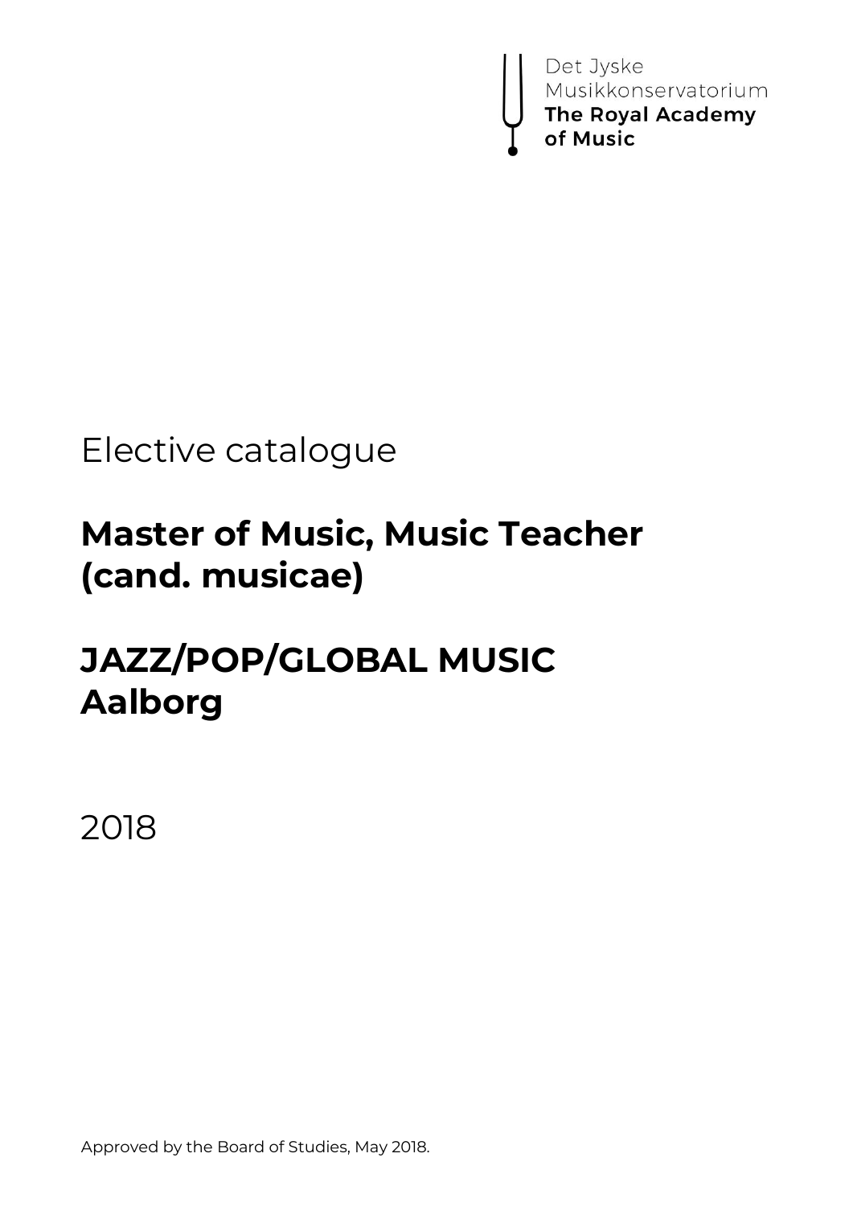Det Jyske Musikkonservatorium
**The Royal Academy of Music**

Elective catalogue

# Master of Music, Music Teacher (cand. musicae)

# JAZZ/POP/GLOBAL MUSIC Aalborg

2018

Approved by the Board of Studies, May 2018.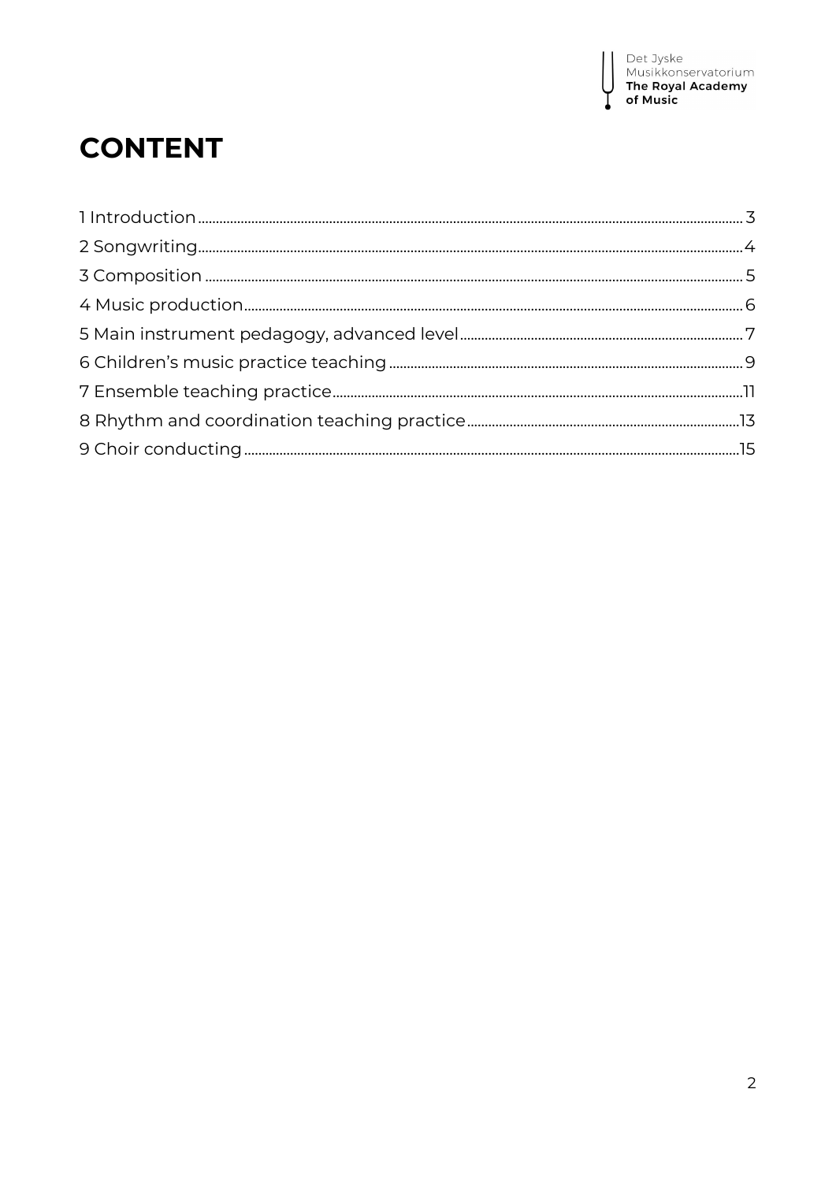# CONTENT

1 Introduction ..... 3
2 Songwriting ..... 4
3 Composition ..... 5
4 Music production ..... 6
5 Main instrument pedagogy, advanced level ..... 7
6 Children's music practice teaching ..... 9
7 Ensemble teaching practice ..... 11
8 Rhythm and coordination teaching practice ..... 13
9 Choir conducting ..... 15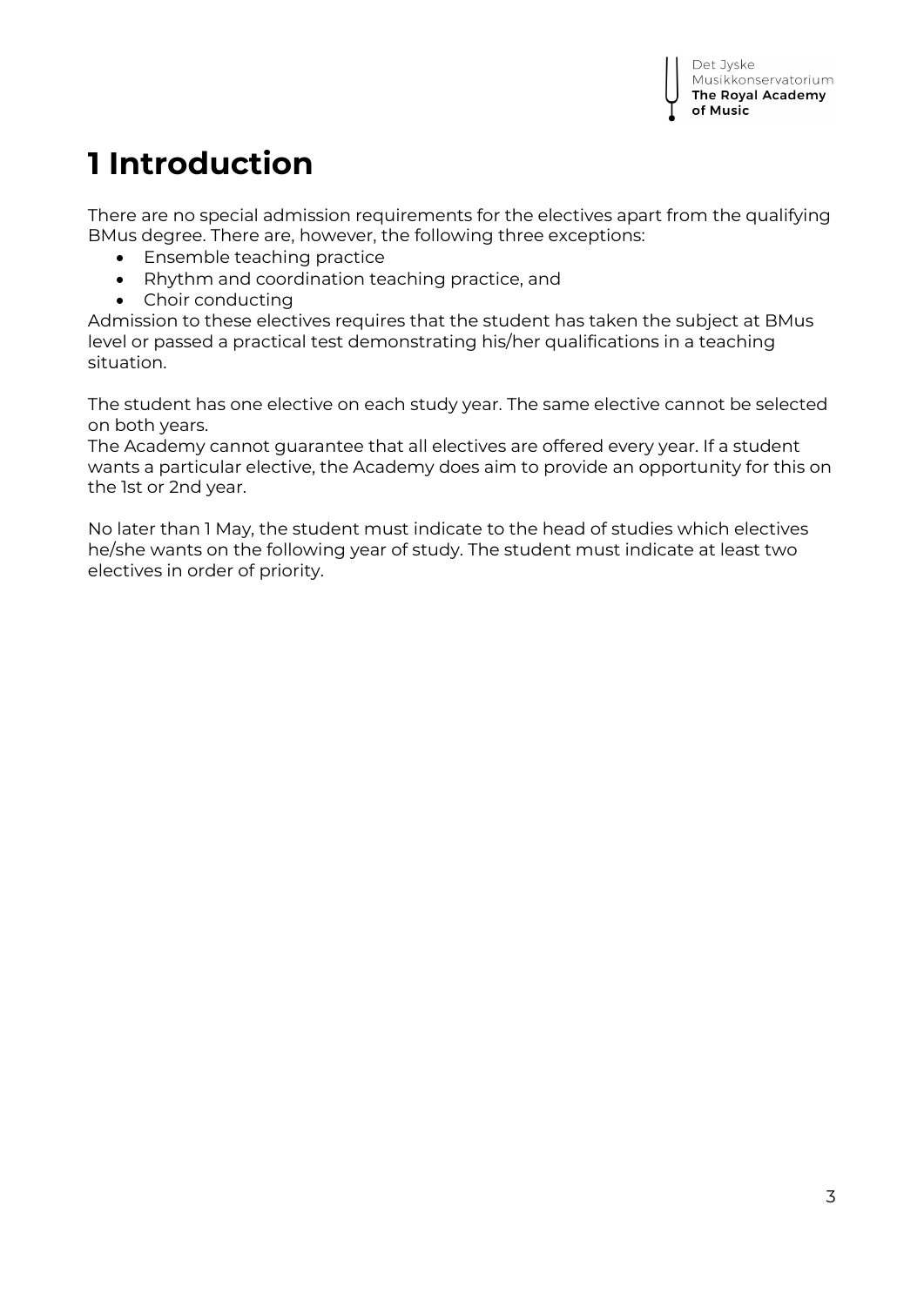# 1 Introduction

There are no special admission requirements for the electives apart from the qualifying BMus degree. There are, however, the following three exceptions:

- Ensemble teaching practice
- Rhythm and coordination teaching practice, and
- Choir conducting

Admission to these electives requires that the student has taken the subject at BMus level or passed a practical test demonstrating his/her qualifications in a teaching situation.

The student has one elective on each study year. The same elective cannot be selected on both years.
The Academy cannot guarantee that all electives are offered every year. If a student wants a particular elective, the Academy does aim to provide an opportunity for this on the 1st or 2nd year.

No later than 1 May, the student must indicate to the head of studies which electives he/she wants on the following year of study. The student must indicate at least two electives in order of priority.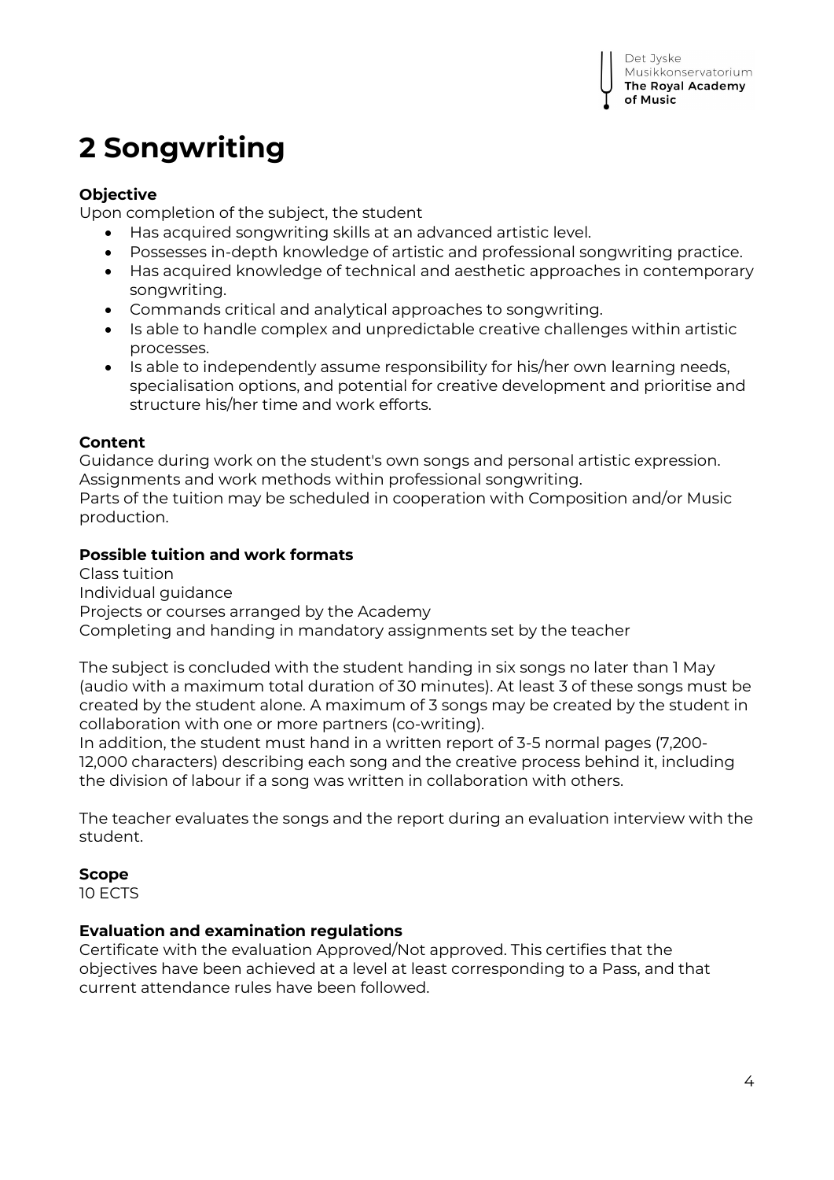# 2 Songwriting

**Objective**

Upon completion of the subject, the student

- Has acquired songwriting skills at an advanced artistic level.
- Possesses in-depth knowledge of artistic and professional songwriting practice.
- Has acquired knowledge of technical and aesthetic approaches in contemporary songwriting.
- Commands critical and analytical approaches to songwriting.
- Is able to handle complex and unpredictable creative challenges within artistic processes.
- Is able to independently assume responsibility for his/her own learning needs, specialisation options, and potential for creative development and prioritise and structure his/her time and work efforts.

**Content**

Guidance during work on the student's own songs and personal artistic expression.
Assignments and work methods within professional songwriting.
Parts of the tuition may be scheduled in cooperation with Composition and/or Music production.

**Possible tuition and work formats**

Class tuition
Individual guidance
Projects or courses arranged by the Academy
Completing and handing in mandatory assignments set by the teacher

The subject is concluded with the student handing in six songs no later than 1 May (audio with a maximum total duration of 30 minutes). At least 3 of these songs must be created by the student alone. A maximum of 3 songs may be created by the student in collaboration with one or more partners (co-writing).
In addition, the student must hand in a written report of 3-5 normal pages (7,200-12,000 characters) describing each song and the creative process behind it, including the division of labour if a song was written in collaboration with others.

The teacher evaluates the songs and the report during an evaluation interview with the student.

**Scope**

10 ECTS

**Evaluation and examination regulations**

Certificate with the evaluation Approved/Not approved. This certifies that the objectives have been achieved at a level at least corresponding to a Pass, and that current attendance rules have been followed.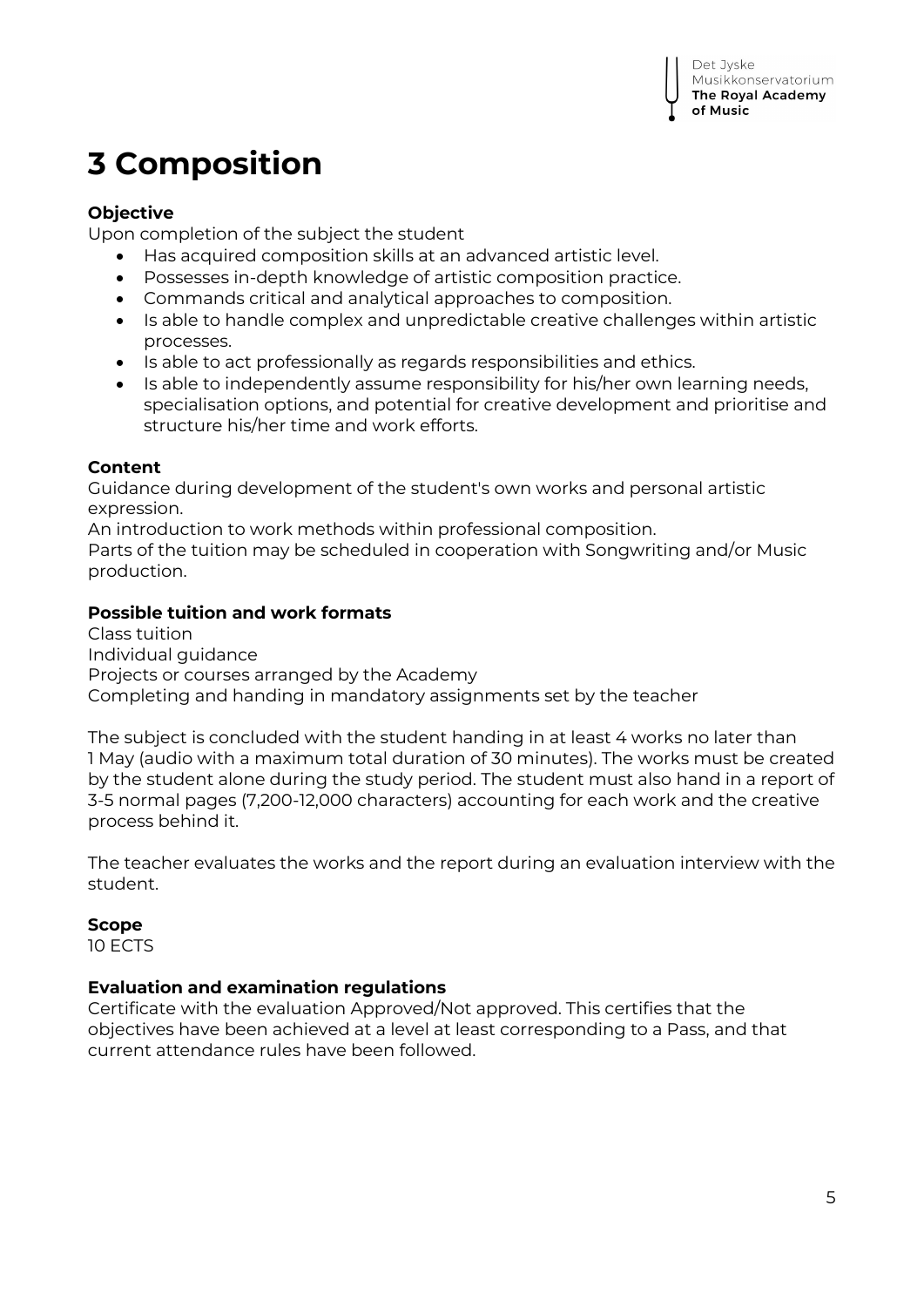# 3 Composition

**Objective**

Upon completion of the subject the student

- Has acquired composition skills at an advanced artistic level.
- Possesses in-depth knowledge of artistic composition practice.
- Commands critical and analytical approaches to composition.
- Is able to handle complex and unpredictable creative challenges within artistic processes.
- Is able to act professionally as regards responsibilities and ethics.
- Is able to independently assume responsibility for his/her own learning needs, specialisation options, and potential for creative development and prioritise and structure his/her time and work efforts.

**Content**

Guidance during development of the student's own works and personal artistic expression.

An introduction to work methods within professional composition.

Parts of the tuition may be scheduled in cooperation with Songwriting and/or Music production.

**Possible tuition and work formats**

Class tuition

Individual guidance

Projects or courses arranged by the Academy

Completing and handing in mandatory assignments set by the teacher

The subject is concluded with the student handing in at least 4 works no later than 1 May (audio with a maximum total duration of 30 minutes). The works must be created by the student alone during the study period. The student must also hand in a report of 3-5 normal pages (7,200-12,000 characters) accounting for each work and the creative process behind it.

The teacher evaluates the works and the report during an evaluation interview with the student.

**Scope**

10 ECTS

**Evaluation and examination regulations**

Certificate with the evaluation Approved/Not approved. This certifies that the objectives have been achieved at a level at least corresponding to a Pass, and that current attendance rules have been followed.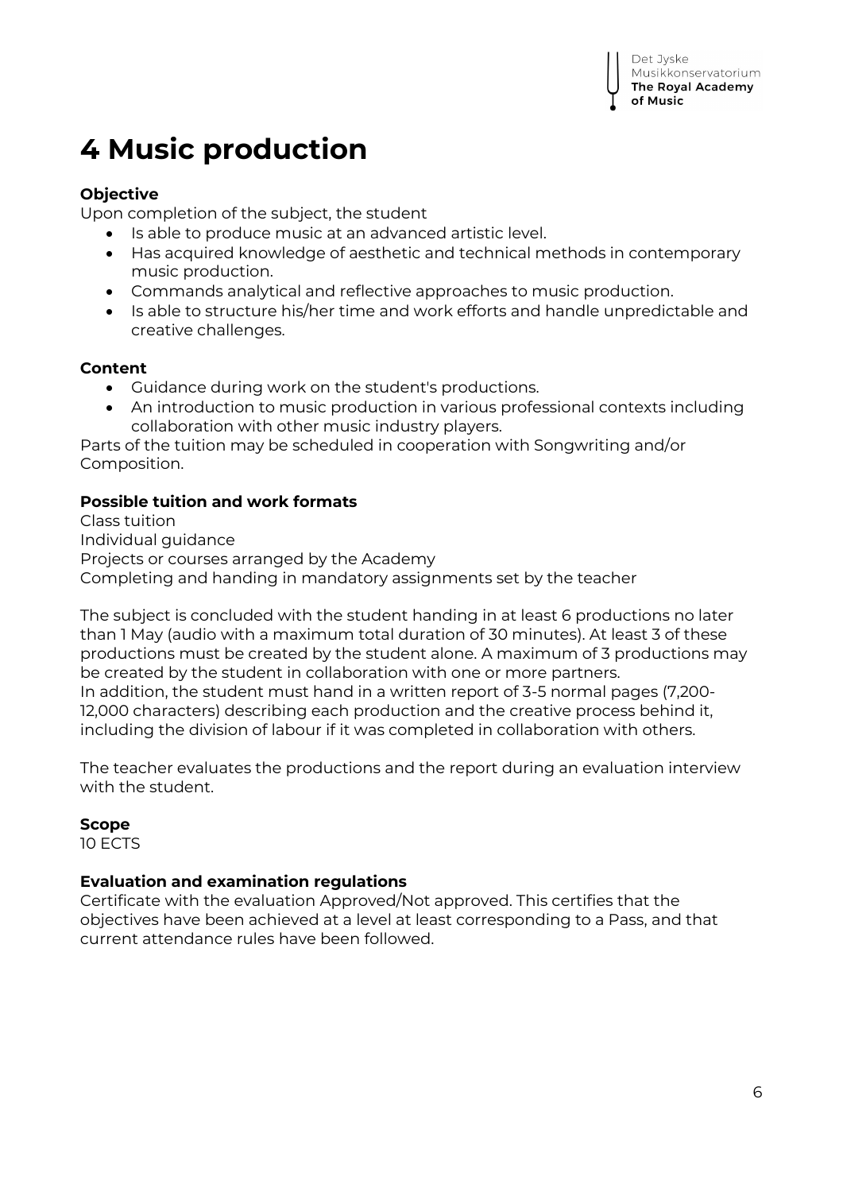# 4 Music production

**Objective**

Upon completion of the subject, the student

- Is able to produce music at an advanced artistic level.
- Has acquired knowledge of aesthetic and technical methods in contemporary music production.
- Commands analytical and reflective approaches to music production.
- Is able to structure his/her time and work efforts and handle unpredictable and creative challenges.

**Content**

- Guidance during work on the student's productions.
- An introduction to music production in various professional contexts including collaboration with other music industry players.

Parts of the tuition may be scheduled in cooperation with Songwriting and/or Composition.

**Possible tuition and work formats**

Class tuition
Individual guidance
Projects or courses arranged by the Academy
Completing and handing in mandatory assignments set by the teacher

The subject is concluded with the student handing in at least 6 productions no later than 1 May (audio with a maximum total duration of 30 minutes). At least 3 of these productions must be created by the student alone. A maximum of 3 productions may be created by the student in collaboration with one or more partners.
In addition, the student must hand in a written report of 3-5 normal pages (7,200-12,000 characters) describing each production and the creative process behind it, including the division of labour if it was completed in collaboration with others.

The teacher evaluates the productions and the report during an evaluation interview with the student.

**Scope**

10 ECTS

**Evaluation and examination regulations**

Certificate with the evaluation Approved/Not approved. This certifies that the objectives have been achieved at a level at least corresponding to a Pass, and that current attendance rules have been followed.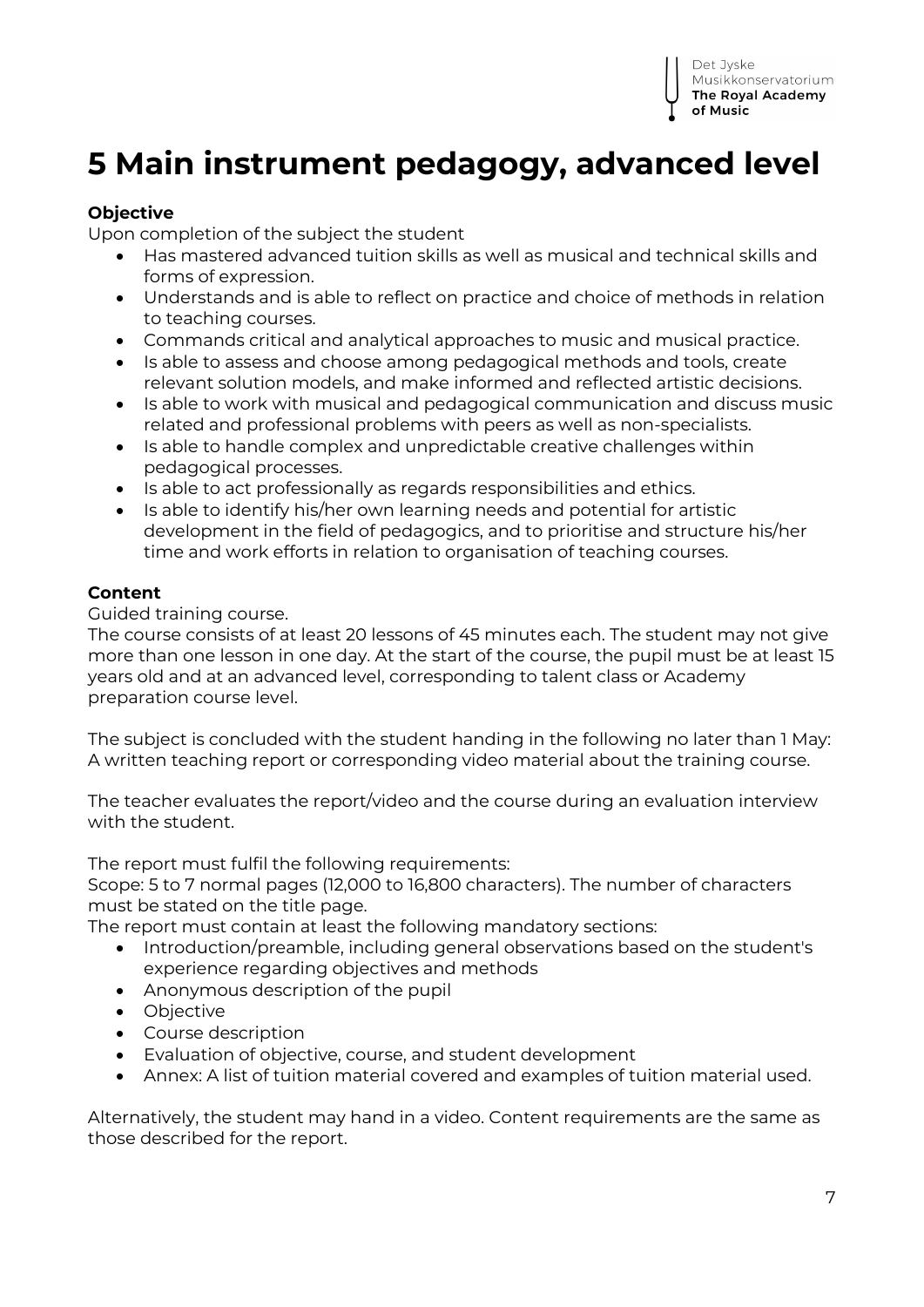# 5 Main instrument pedagogy, advanced level

**Objective**

Upon completion of the subject the student

- Has mastered advanced tuition skills as well as musical and technical skills and forms of expression.
- Understands and is able to reflect on practice and choice of methods in relation to teaching courses.
- Commands critical and analytical approaches to music and musical practice.
- Is able to assess and choose among pedagogical methods and tools, create relevant solution models, and make informed and reflected artistic decisions.
- Is able to work with musical and pedagogical communication and discuss music related and professional problems with peers as well as non-specialists.
- Is able to handle complex and unpredictable creative challenges within pedagogical processes.
- Is able to act professionally as regards responsibilities and ethics.
- Is able to identify his/her own learning needs and potential for artistic development in the field of pedagogics, and to prioritise and structure his/her time and work efforts in relation to organisation of teaching courses.

**Content**

Guided training course.

The course consists of at least 20 lessons of 45 minutes each. The student may not give more than one lesson in one day. At the start of the course, the pupil must be at least 15 years old and at an advanced level, corresponding to talent class or Academy preparation course level.

The subject is concluded with the student handing in the following no later than 1 May: A written teaching report or corresponding video material about the training course.

The teacher evaluates the report/video and the course during an evaluation interview with the student.

The report must fulfil the following requirements:

Scope: 5 to 7 normal pages (12,000 to 16,800 characters). The number of characters must be stated on the title page.

The report must contain at least the following mandatory sections:

- Introduction/preamble, including general observations based on the student's experience regarding objectives and methods
- Anonymous description of the pupil
- Objective
- Course description
- Evaluation of objective, course, and student development
- Annex: A list of tuition material covered and examples of tuition material used.

Alternatively, the student may hand in a video. Content requirements are the same as those described for the report.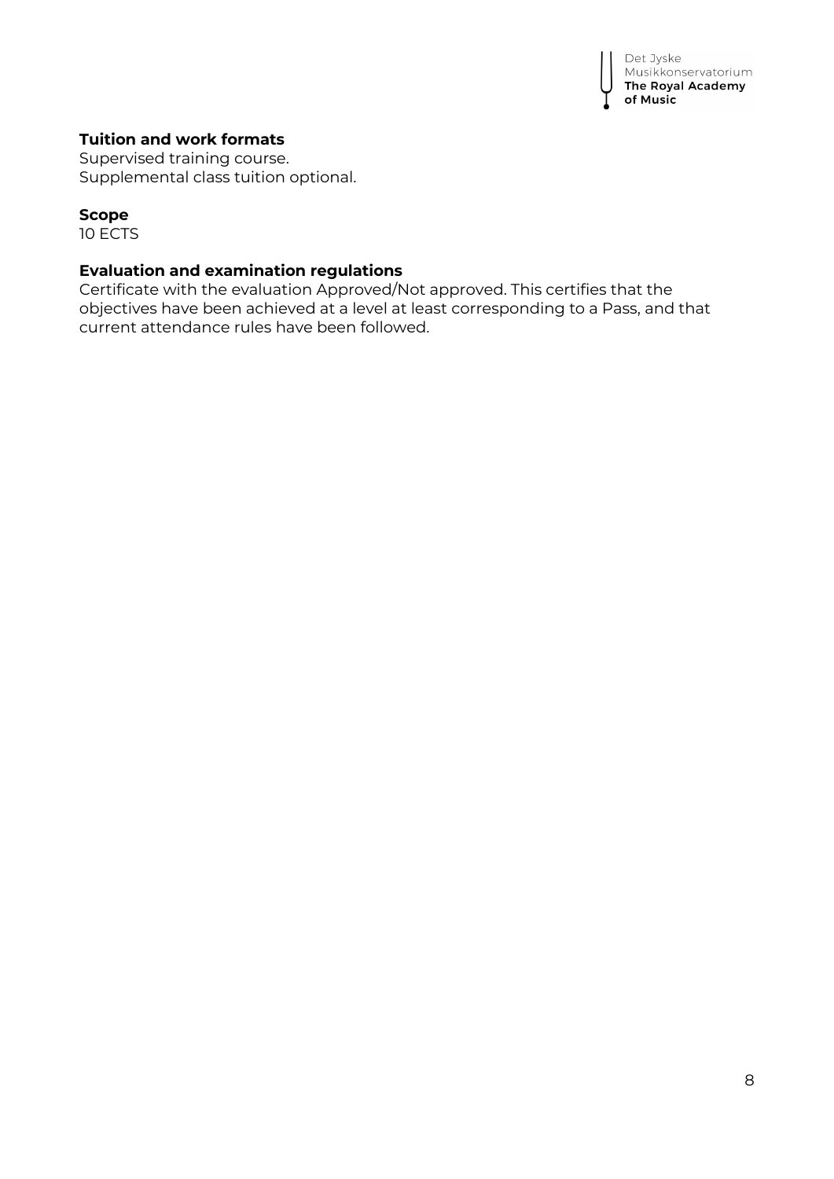**Tuition and work formats**

Supervised training course.
Supplemental class tuition optional.

**Scope**

10 ECTS

**Evaluation and examination regulations**

Certificate with the evaluation Approved/Not approved. This certifies that the objectives have been achieved at a level at least corresponding to a Pass, and that current attendance rules have been followed.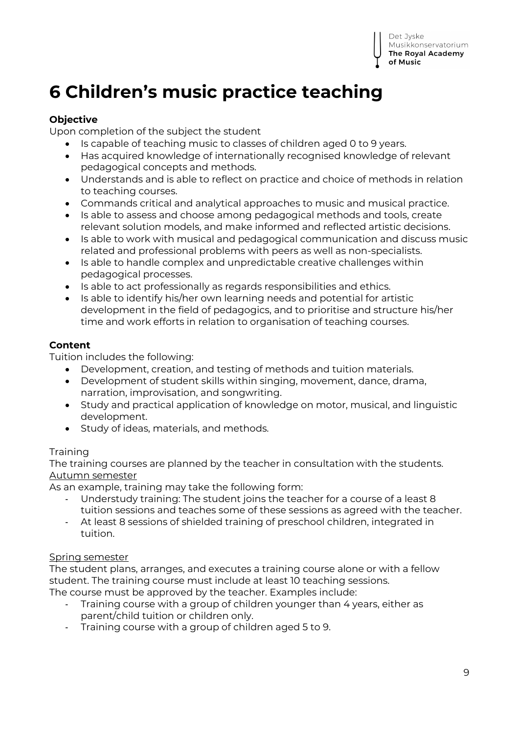# 6 Children's music practice teaching

**Objective**

Upon completion of the subject the student

- Is capable of teaching music to classes of children aged 0 to 9 years.
- Has acquired knowledge of internationally recognised knowledge of relevant pedagogical concepts and methods.
- Understands and is able to reflect on practice and choice of methods in relation to teaching courses.
- Commands critical and analytical approaches to music and musical practice.
- Is able to assess and choose among pedagogical methods and tools, create relevant solution models, and make informed and reflected artistic decisions.
- Is able to work with musical and pedagogical communication and discuss music related and professional problems with peers as well as non-specialists.
- Is able to handle complex and unpredictable creative challenges within pedagogical processes.
- Is able to act professionally as regards responsibilities and ethics.
- Is able to identify his/her own learning needs and potential for artistic development in the field of pedagogics, and to prioritise and structure his/her time and work efforts in relation to organisation of teaching courses.

**Content**

Tuition includes the following:

- Development, creation, and testing of methods and tuition materials.
- Development of student skills within singing, movement, dance, drama, narration, improvisation, and songwriting.
- Study and practical application of knowledge on motor, musical, and linguistic development.
- Study of ideas, materials, and methods.

Training

The training courses are planned by the teacher in consultation with the students.

<u>Autumn semester</u>

As an example, training may take the following form:

- Understudy training: The student joins the teacher for a course of a least 8 tuition sessions and teaches some of these sessions as agreed with the teacher.
- At least 8 sessions of shielded training of preschool children, integrated in tuition.

<u>Spring semester</u>

The student plans, arranges, and executes a training course alone or with a fellow student. The training course must include at least 10 teaching sessions.

The course must be approved by the teacher. Examples include:

- Training course with a group of children younger than 4 years, either as parent/child tuition or children only.
- Training course with a group of children aged 5 to 9.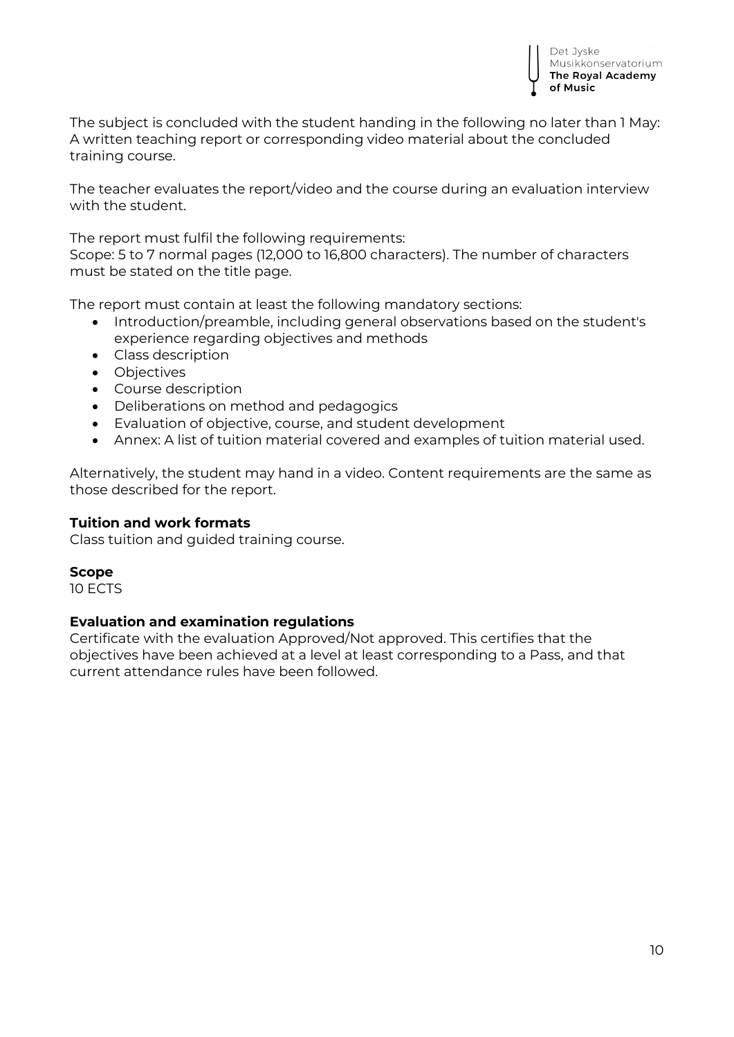The subject is concluded with the student handing in the following no later than 1 May: A written teaching report or corresponding video material about the concluded training course.

The teacher evaluates the report/video and the course during an evaluation interview with the student.

The report must fulfil the following requirements:
Scope: 5 to 7 normal pages (12,000 to 16,800 characters). The number of characters must be stated on the title page.

The report must contain at least the following mandatory sections:

- Introduction/preamble, including general observations based on the student's experience regarding objectives and methods
- Class description
- Objectives
- Course description
- Deliberations on method and pedagogics
- Evaluation of objective, course, and student development
- Annex: A list of tuition material covered and examples of tuition material used.

Alternatively, the student may hand in a video. Content requirements are the same as those described for the report.

**Tuition and work formats**
Class tuition and guided training course.

**Scope**
10 ECTS

**Evaluation and examination regulations**
Certificate with the evaluation Approved/Not approved. This certifies that the objectives have been achieved at a level at least corresponding to a Pass, and that current attendance rules have been followed.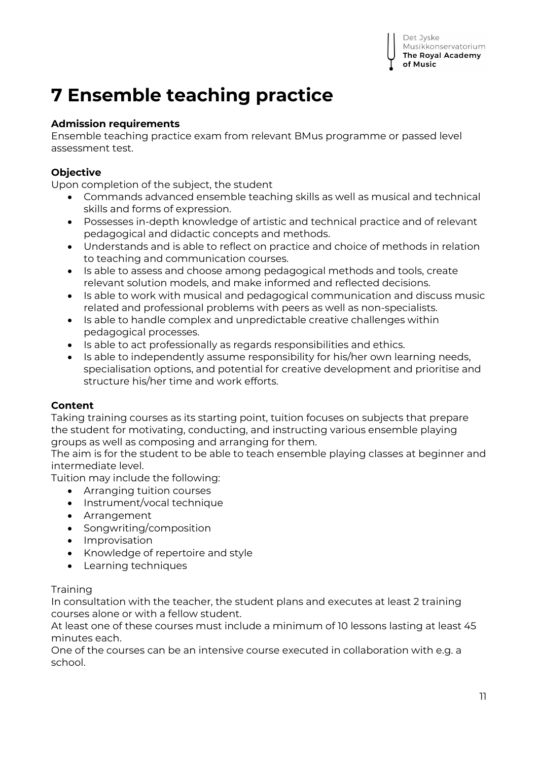# 7 Ensemble teaching practice

**Admission requirements**

Ensemble teaching practice exam from relevant BMus programme or passed level assessment test.

**Objective**

Upon completion of the subject, the student

- Commands advanced ensemble teaching skills as well as musical and technical skills and forms of expression.
- Possesses in-depth knowledge of artistic and technical practice and of relevant pedagogical and didactic concepts and methods.
- Understands and is able to reflect on practice and choice of methods in relation to teaching and communication courses.
- Is able to assess and choose among pedagogical methods and tools, create relevant solution models, and make informed and reflected decisions.
- Is able to work with musical and pedagogical communication and discuss music related and professional problems with peers as well as non-specialists.
- Is able to handle complex and unpredictable creative challenges within pedagogical processes.
- Is able to act professionally as regards responsibilities and ethics.
- Is able to independently assume responsibility for his/her own learning needs, specialisation options, and potential for creative development and prioritise and structure his/her time and work efforts.

**Content**

Taking training courses as its starting point, tuition focuses on subjects that prepare the student for motivating, conducting, and instructing various ensemble playing groups as well as composing and arranging for them.

The aim is for the student to be able to teach ensemble playing classes at beginner and intermediate level.

Tuition may include the following:

- Arranging tuition courses
- Instrument/vocal technique
- Arrangement
- Songwriting/composition
- Improvisation
- Knowledge of repertoire and style
- Learning techniques

Training

In consultation with the teacher, the student plans and executes at least 2 training courses alone or with a fellow student.

At least one of these courses must include a minimum of 10 lessons lasting at least 45 minutes each.

One of the courses can be an intensive course executed in collaboration with e.g. a school.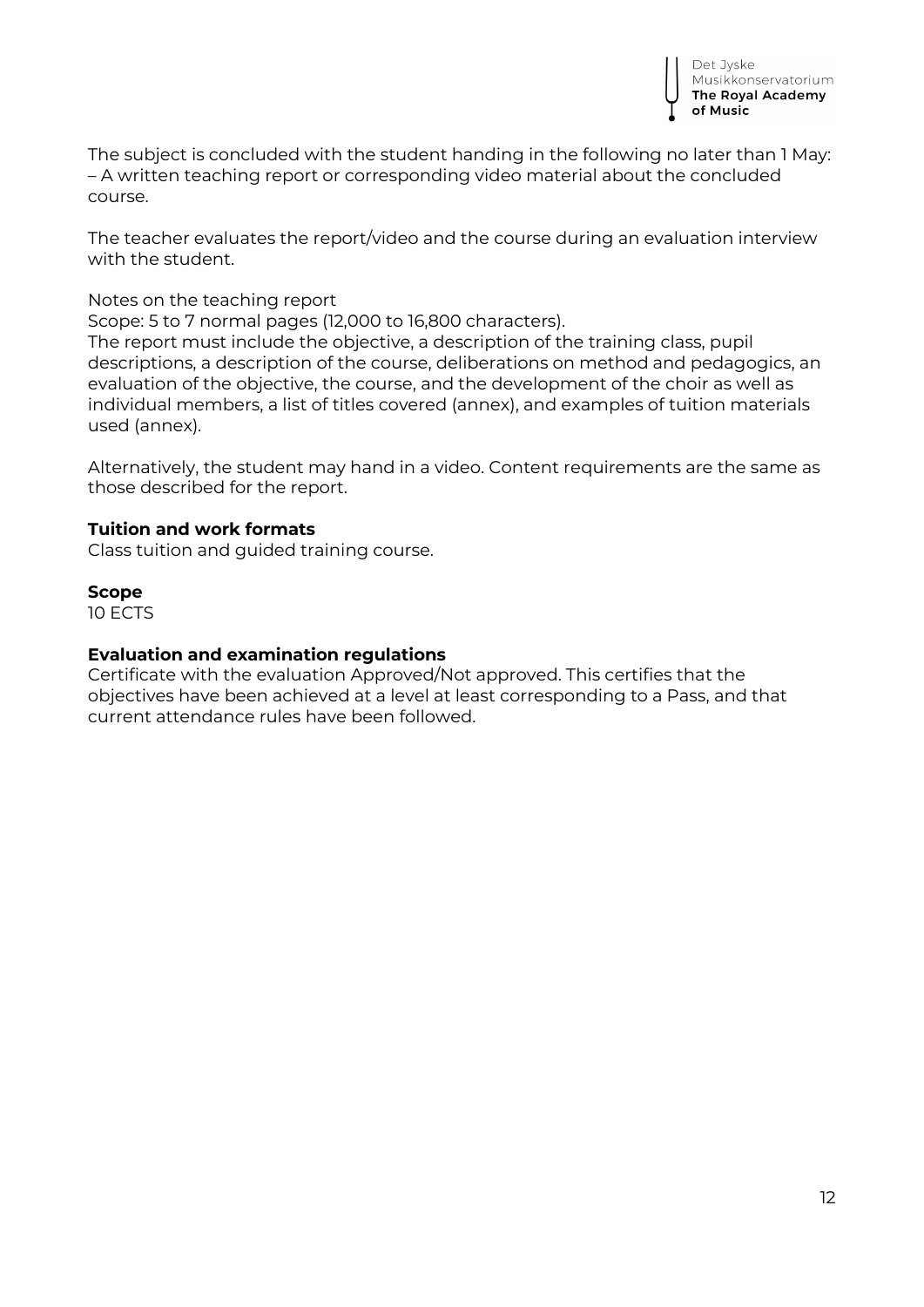The subject is concluded with the student handing in the following no later than 1 May:
– A written teaching report or corresponding video material about the concluded course.

The teacher evaluates the report/video and the course during an evaluation interview with the student.

Notes on the teaching report
Scope: 5 to 7 normal pages (12,000 to 16,800 characters).
The report must include the objective, a description of the training class, pupil descriptions, a description of the course, deliberations on method and pedagogics, an evaluation of the objective, the course, and the development of the choir as well as individual members, a list of titles covered (annex), and examples of tuition materials used (annex).

Alternatively, the student may hand in a video. Content requirements are the same as those described for the report.

**Tuition and work formats**
Class tuition and guided training course.

**Scope**
10 ECTS

**Evaluation and examination regulations**
Certificate with the evaluation Approved/Not approved. This certifies that the objectives have been achieved at a level at least corresponding to a Pass, and that current attendance rules have been followed.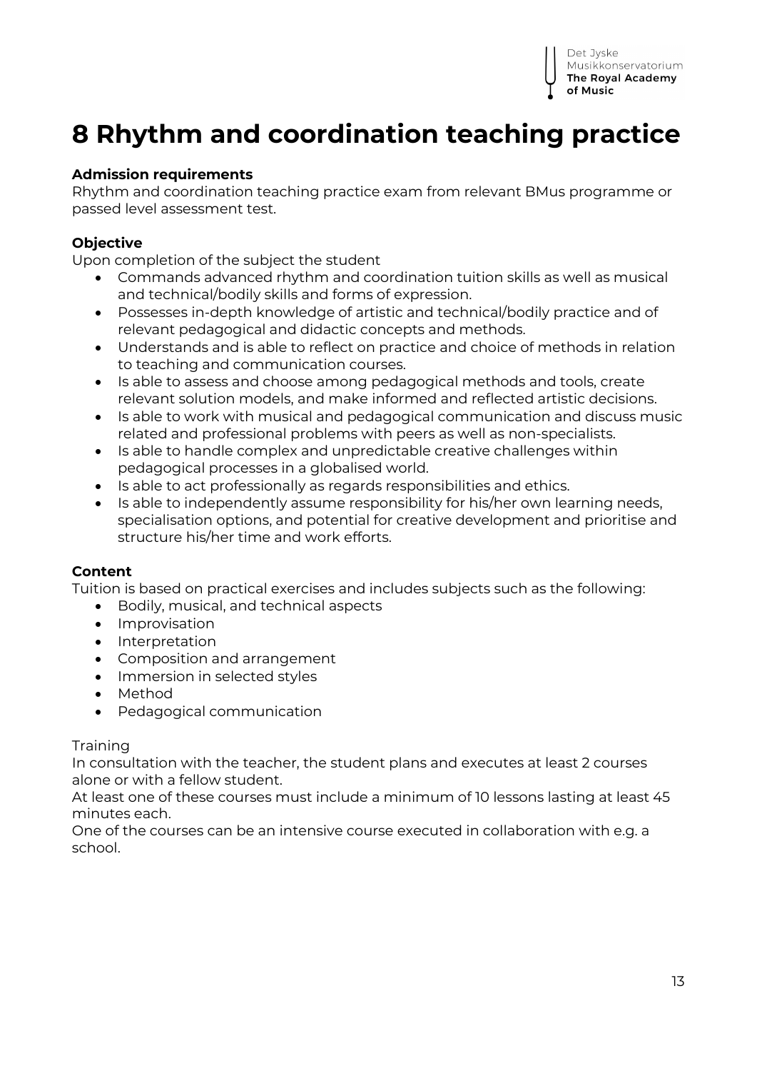# 8 Rhythm and coordination teaching practice

**Admission requirements**

Rhythm and coordination teaching practice exam from relevant BMus programme or passed level assessment test.

**Objective**

Upon completion of the subject the student

- Commands advanced rhythm and coordination tuition skills as well as musical and technical/bodily skills and forms of expression.
- Possesses in-depth knowledge of artistic and technical/bodily practice and of relevant pedagogical and didactic concepts and methods.
- Understands and is able to reflect on practice and choice of methods in relation to teaching and communication courses.
- Is able to assess and choose among pedagogical methods and tools, create relevant solution models, and make informed and reflected artistic decisions.
- Is able to work with musical and pedagogical communication and discuss music related and professional problems with peers as well as non-specialists.
- Is able to handle complex and unpredictable creative challenges within pedagogical processes in a globalised world.
- Is able to act professionally as regards responsibilities and ethics.
- Is able to independently assume responsibility for his/her own learning needs, specialisation options, and potential for creative development and prioritise and structure his/her time and work efforts.

**Content**

Tuition is based on practical exercises and includes subjects such as the following:

- Bodily, musical, and technical aspects
- Improvisation
- Interpretation
- Composition and arrangement
- Immersion in selected styles
- Method
- Pedagogical communication

Training

In consultation with the teacher, the student plans and executes at least 2 courses alone or with a fellow student.

At least one of these courses must include a minimum of 10 lessons lasting at least 45 minutes each.

One of the courses can be an intensive course executed in collaboration with e.g. a school.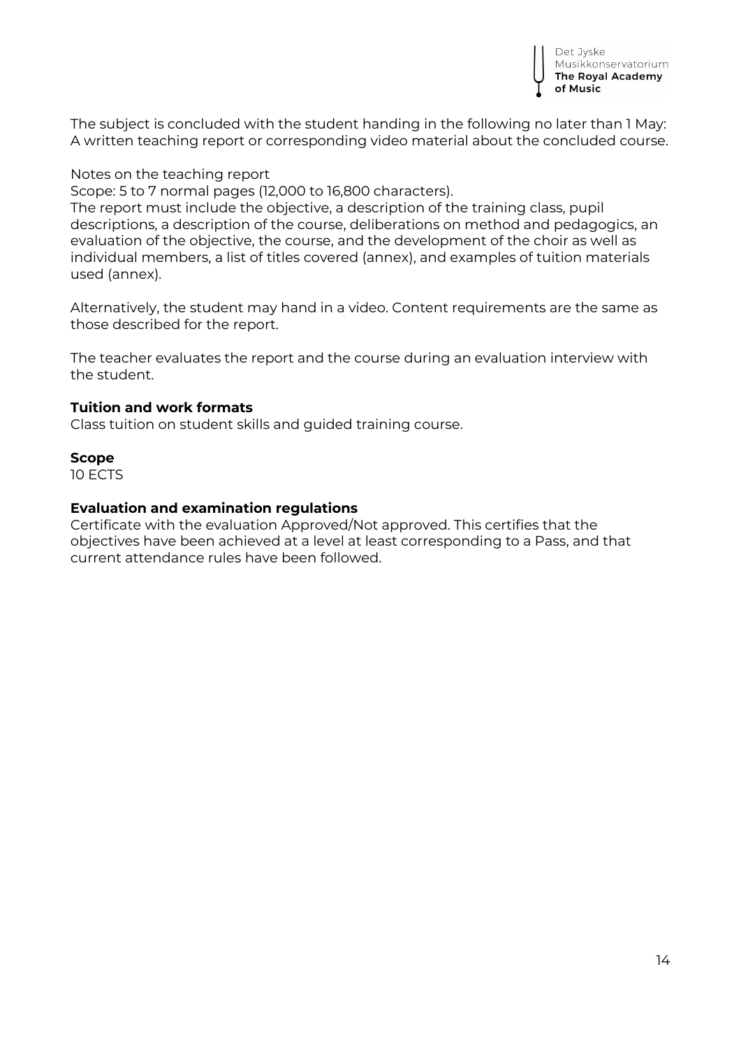The subject is concluded with the student handing in the following no later than 1 May: A written teaching report or corresponding video material about the concluded course.

Notes on the teaching report
Scope: 5 to 7 normal pages (12,000 to 16,800 characters).
The report must include the objective, a description of the training class, pupil descriptions, a description of the course, deliberations on method and pedagogics, an evaluation of the objective, the course, and the development of the choir as well as individual members, a list of titles covered (annex), and examples of tuition materials used (annex).

Alternatively, the student may hand in a video. Content requirements are the same as those described for the report.

The teacher evaluates the report and the course during an evaluation interview with the student.

**Tuition and work formats**
Class tuition on student skills and guided training course.

**Scope**
10 ECTS

**Evaluation and examination regulations**
Certificate with the evaluation Approved/Not approved. This certifies that the objectives have been achieved at a level at least corresponding to a Pass, and that current attendance rules have been followed.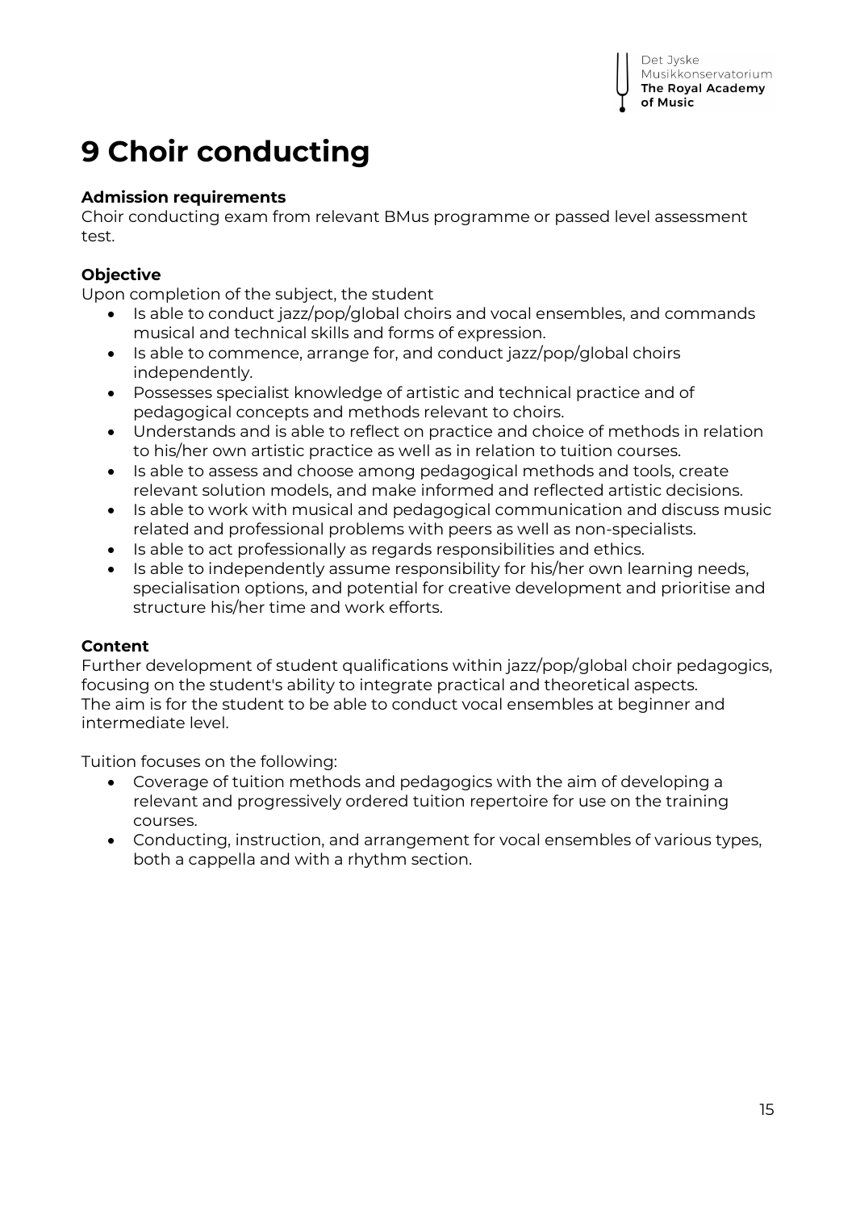# 9 Choir conducting

**Admission requirements**
Choir conducting exam from relevant BMus programme or passed level assessment test.

**Objective**
Upon completion of the subject, the student

- Is able to conduct jazz/pop/global choirs and vocal ensembles, and commands musical and technical skills and forms of expression.
- Is able to commence, arrange for, and conduct jazz/pop/global choirs independently.
- Possesses specialist knowledge of artistic and technical practice and of pedagogical concepts and methods relevant to choirs.
- Understands and is able to reflect on practice and choice of methods in relation to his/her own artistic practice as well as in relation to tuition courses.
- Is able to assess and choose among pedagogical methods and tools, create relevant solution models, and make informed and reflected artistic decisions.
- Is able to work with musical and pedagogical communication and discuss music related and professional problems with peers as well as non-specialists.
- Is able to act professionally as regards responsibilities and ethics.
- Is able to independently assume responsibility for his/her own learning needs, specialisation options, and potential for creative development and prioritise and structure his/her time and work efforts.

**Content**
Further development of student qualifications within jazz/pop/global choir pedagogics, focusing on the student's ability to integrate practical and theoretical aspects.
The aim is for the student to be able to conduct vocal ensembles at beginner and intermediate level.

Tuition focuses on the following:

- Coverage of tuition methods and pedagogics with the aim of developing a relevant and progressively ordered tuition repertoire for use on the training courses.
- Conducting, instruction, and arrangement for vocal ensembles of various types, both a cappella and with a rhythm section.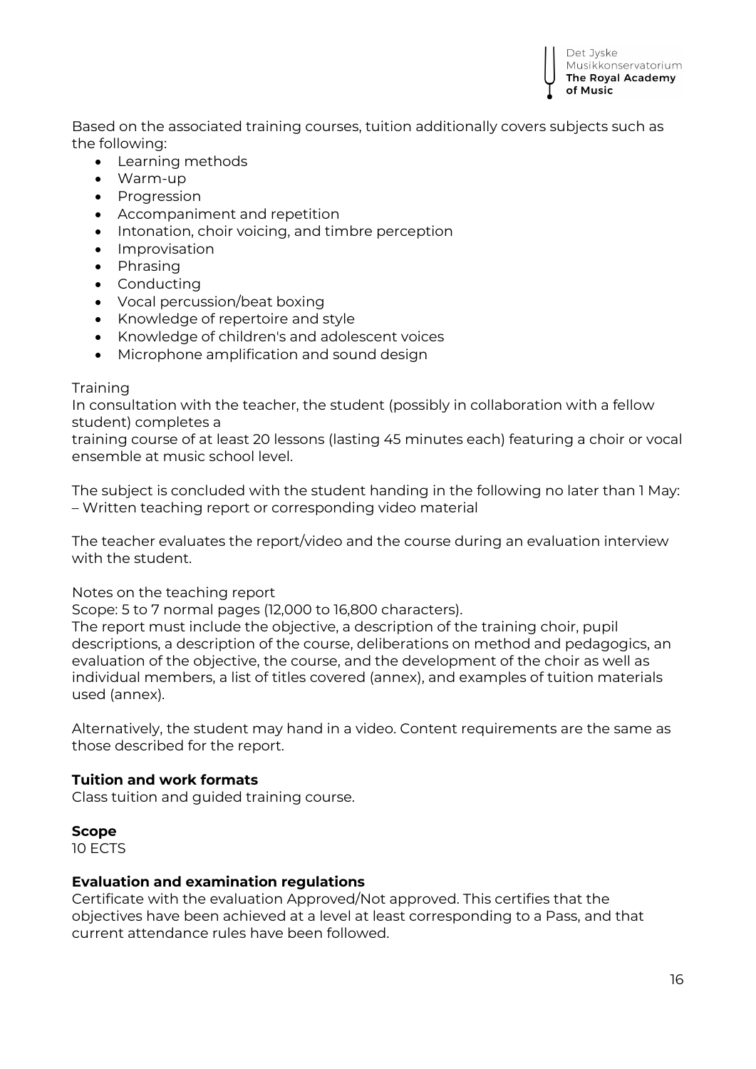Based on the associated training courses, tuition additionally covers subjects such as the following:

- Learning methods
- Warm-up
- Progression
- Accompaniment and repetition
- Intonation, choir voicing, and timbre perception
- Improvisation
- Phrasing
- Conducting
- Vocal percussion/beat boxing
- Knowledge of repertoire and style
- Knowledge of children's and adolescent voices
- Microphone amplification and sound design

Training

In consultation with the teacher, the student (possibly in collaboration with a fellow student) completes a training course of at least 20 lessons (lasting 45 minutes each) featuring a choir or vocal ensemble at music school level.

The subject is concluded with the student handing in the following no later than 1 May:
– Written teaching report or corresponding video material

The teacher evaluates the report/video and the course during an evaluation interview with the student.

Notes on the teaching report

Scope: 5 to 7 normal pages (12,000 to 16,800 characters).

The report must include the objective, a description of the training choir, pupil descriptions, a description of the course, deliberations on method and pedagogics, an evaluation of the objective, the course, and the development of the choir as well as individual members, a list of titles covered (annex), and examples of tuition materials used (annex).

Alternatively, the student may hand in a video. Content requirements are the same as those described for the report.

**Tuition and work formats**

Class tuition and guided training course.

**Scope**

10 ECTS

**Evaluation and examination regulations**

Certificate with the evaluation Approved/Not approved. This certifies that the objectives have been achieved at a level at least corresponding to a Pass, and that current attendance rules have been followed.